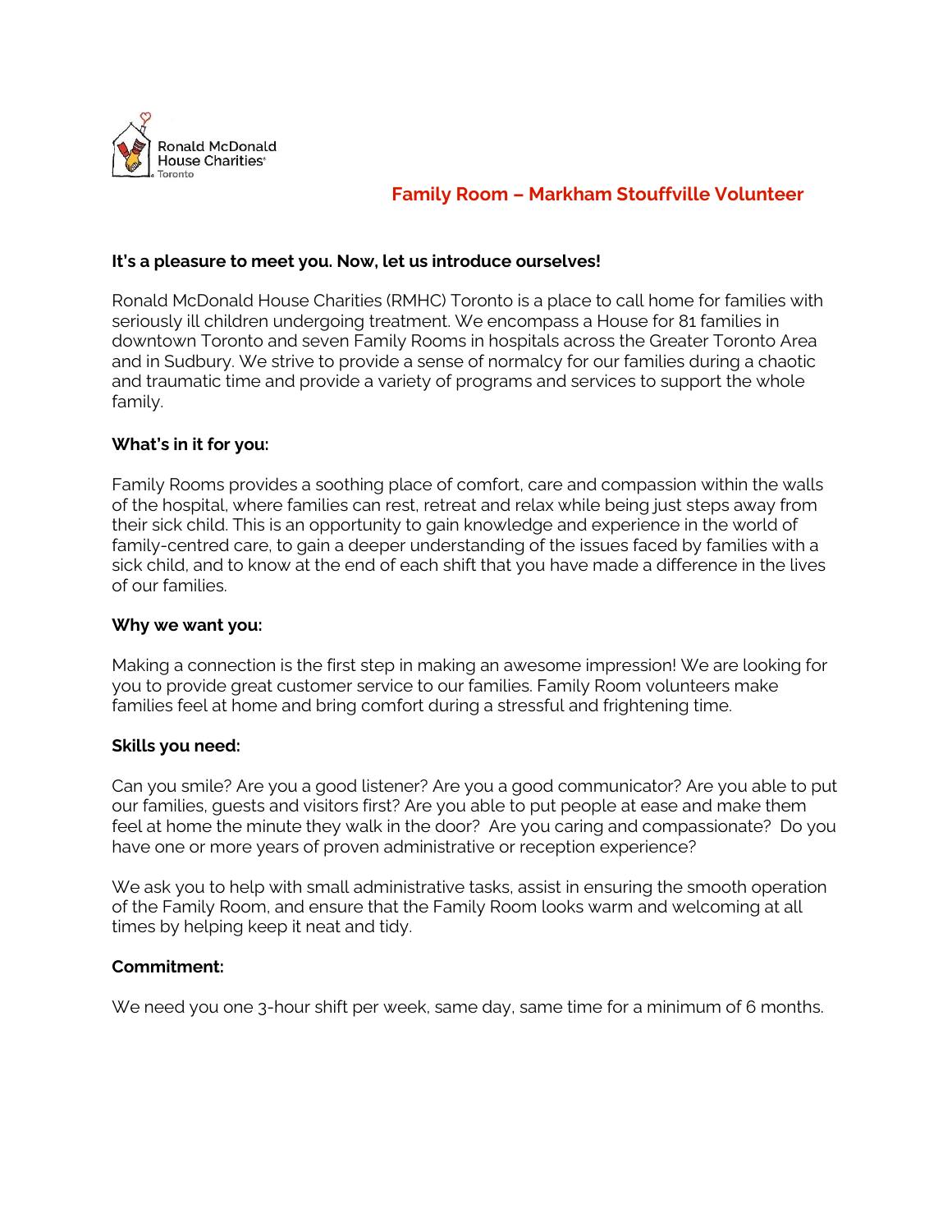Ronald McDonald House Charities Toronto

# Family Room – Markham Stouffville Volunteer

**It's a pleasure to meet you. Now, let us introduce ourselves!**

Ronald McDonald House Charities (RMHC) Toronto is a place to call home for families with seriously ill children undergoing treatment. We encompass a House for 81 families in downtown Toronto and seven Family Rooms in hospitals across the Greater Toronto Area and in Sudbury. We strive to provide a sense of normalcy for our families during a chaotic and traumatic time and provide a variety of programs and services to support the whole family.

**What's in it for you:**

Family Rooms provides a soothing place of comfort, care and compassion within the walls of the hospital, where families can rest, retreat and relax while being just steps away from their sick child. This is an opportunity to gain knowledge and experience in the world of family-centred care, to gain a deeper understanding of the issues faced by families with a sick child, and to know at the end of each shift that you have made a difference in the lives of our families.

**Why we want you:**

Making a connection is the first step in making an awesome impression! We are looking for you to provide great customer service to our families. Family Room volunteers make families feel at home and bring comfort during a stressful and frightening time.

**Skills you need:**

Can you smile? Are you a good listener? Are you a good communicator? Are you able to put our families, guests and visitors first? Are you able to put people at ease and make them feel at home the minute they walk in the door? Are you caring and compassionate? Do you have one or more years of proven administrative or reception experience?

We ask you to help with small administrative tasks, assist in ensuring the smooth operation of the Family Room, and ensure that the Family Room looks warm and welcoming at all times by helping keep it neat and tidy.

**Commitment:**

We need you one 3-hour shift per week, same day, same time for a minimum of 6 months.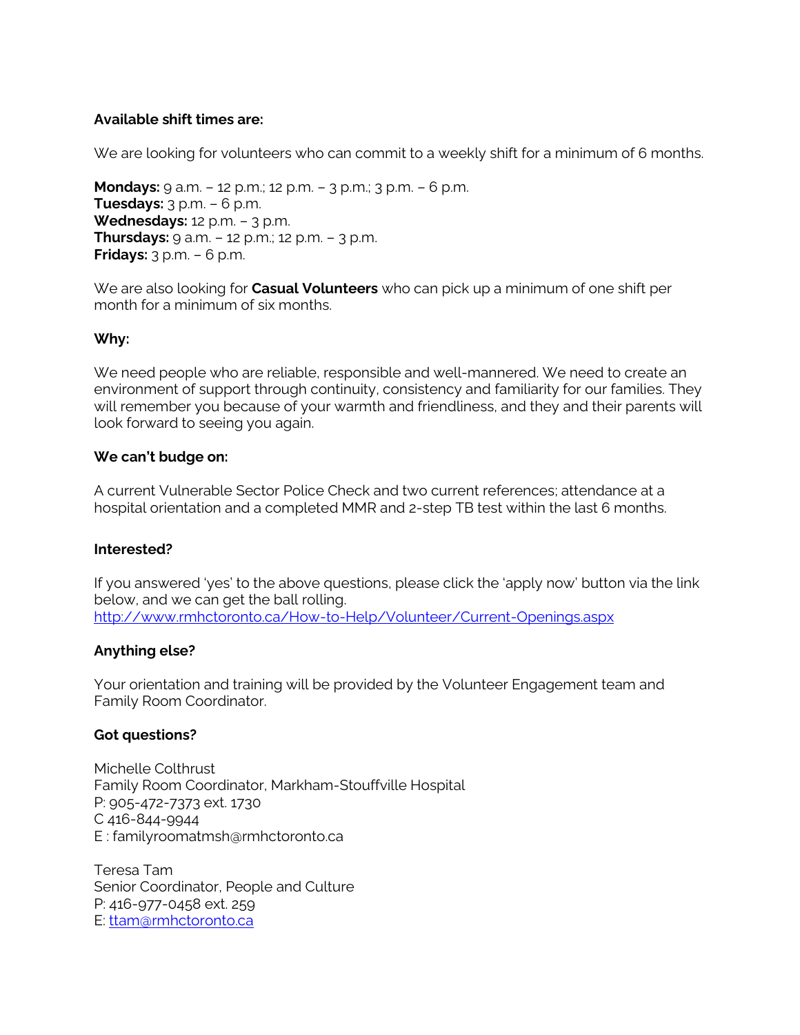**Available shift times are:**

We are looking for volunteers who can commit to a weekly shift for a minimum of 6 months.

**Mondays:** 9 a.m. – 12 p.m.; 12 p.m. – 3 p.m.; 3 p.m. – 6 p.m.
**Tuesdays:** 3 p.m. – 6 p.m.
**Wednesdays:** 12 p.m. – 3 p.m.
**Thursdays:** 9 a.m. – 12 p.m.; 12 p.m. – 3 p.m.
**Fridays:** 3 p.m. – 6 p.m.

We are also looking for **Casual Volunteers** who can pick up a minimum of one shift per month for a minimum of six months.

**Why:**

We need people who are reliable, responsible and well-mannered. We need to create an environment of support through continuity, consistency and familiarity for our families. They will remember you because of your warmth and friendliness, and they and their parents will look forward to seeing you again.

**We can't budge on:**

A current Vulnerable Sector Police Check and two current references; attendance at a hospital orientation and a completed MMR and 2-step TB test within the last 6 months.

**Interested?**

If you answered 'yes' to the above questions, please click the 'apply now' button via the link below, and we can get the ball rolling.
http://www.rmhctoronto.ca/How-to-Help/Volunteer/Current-Openings.aspx

**Anything else?**

Your orientation and training will be provided by the Volunteer Engagement team and Family Room Coordinator.

**Got questions?**

Michelle Colthrust
Family Room Coordinator, Markham-Stouffville Hospital
P: 905-472-7373 ext. 1730
C 416-844-9944
E : familyroomatmsh@rmhctoronto.ca

Teresa Tam
Senior Coordinator, People and Culture
P: 416-977-0458 ext. 259
E: ttam@rmhctoronto.ca